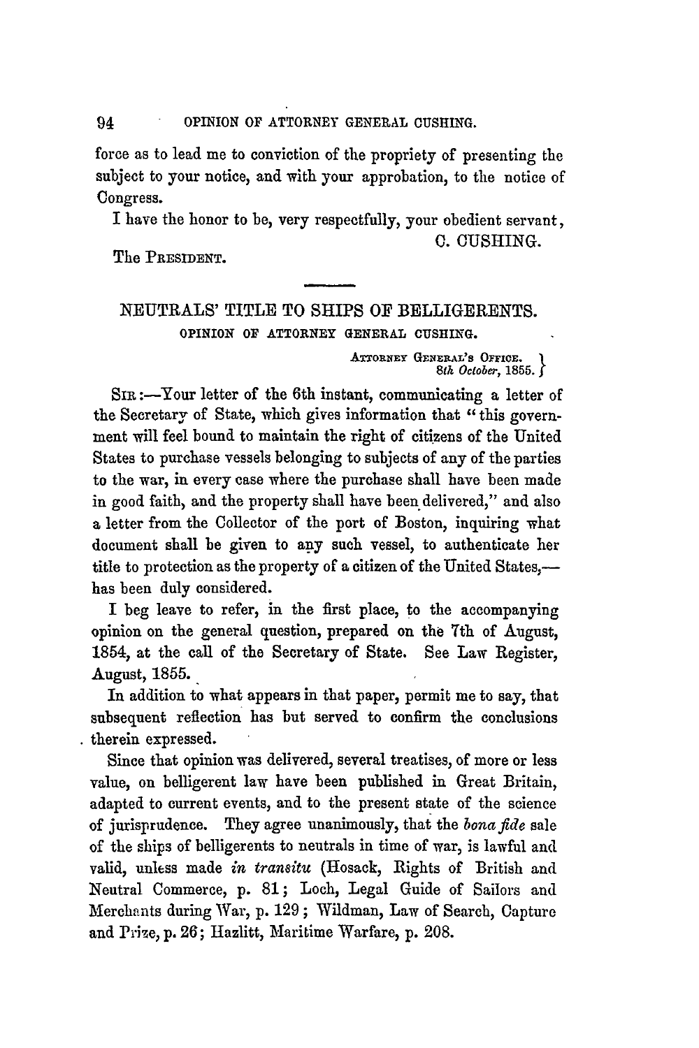force as to lead me to conviction of the propriety of presenting the subject to your notice, and with your approbation, to the notice of Congress.

I have the honor to be, very respectfully, your obedient servant,

C. CUSHING.

The PRESIDENT.

---

## NEUTRALS' TITLE TO SHIPS OF BELLIGERENTS.

### OPINION OF ATTORNEY GENERAL CUSHING.

ATTORNEY GENERAL'S OFFICE.
*8th October*, 1855.

SIR:—Your letter of the 6th instant, communicating a letter of the Secretary of State, which gives information that "this government will feel bound to maintain the right of citizens of the United States to purchase vessels belonging to subjects of any of the parties to the war, in every case where the purchase shall have been made in good faith, and the property shall have been delivered," and also a letter from the Collector of the port of Boston, inquiring what document shall be given to any such vessel, to authenticate her title to protection as the property of a citizen of the United States,—has been duly considered.

I beg leave to refer, in the first place, to the accompanying opinion on the general question, prepared on the 7th of August, 1854, at the call of the Secretary of State. See Law Register, August, 1855.

In addition to what appears in that paper, permit me to say, that subsequent reflection has but served to confirm the conclusions therein expressed.

Since that opinion was delivered, several treatises, of more or less value, on belligerent law have been published in Great Britain, adapted to current events, and to the present state of the science of jurisprudence. They agree unanimously, that the *bona fide* sale of the ships of belligerents to neutrals in time of war, is lawful and valid, unless made *in transitu* (Hosack, Rights of British and Neutral Commerce, p. 81; Loch, Legal Guide of Sailors and Merchants during War, p. 129; Wildman, Law of Search, Capture and Prize, p. 26; Hazlitt, Maritime Warfare, p. 208.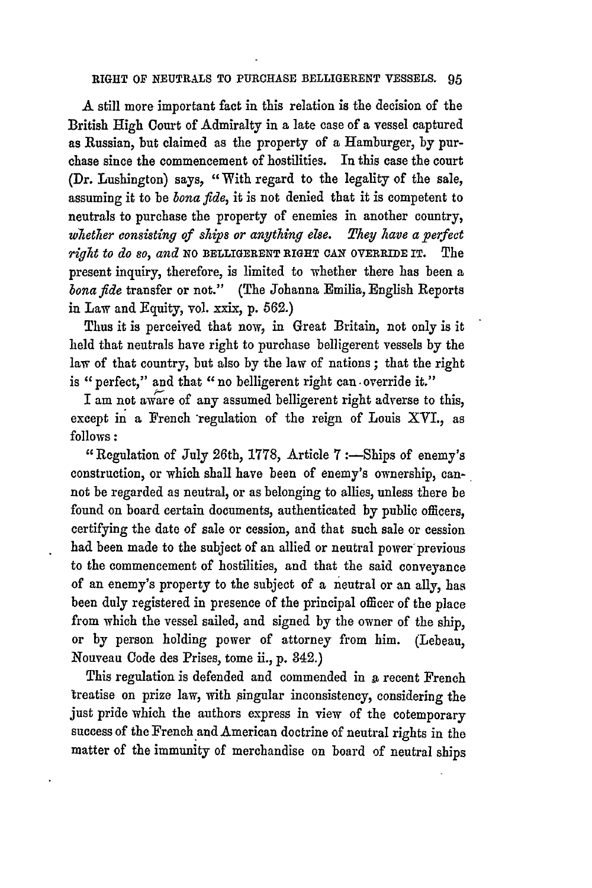A still more important fact in this relation is the decision of the British High Court of Admiralty in a late case of a vessel captured as Russian, but claimed as the property of a Hamburger, by purchase since the commencement of hostilities. In this case the court (Dr. Lushington) says, "With regard to the legality of the sale, assuming it to be *bona fide*, it is not denied that it is competent to neutrals to purchase the property of enemies in another country, *whether consisting of ships or anything else. They have a perfect right to do so,* and NO BELLIGERENT RIGHT CAN OVERRIDE IT. The present inquiry, therefore, is limited to whether there has been a *bona fide* transfer or not." (The Johanna Emilia, English Reports in Law and Equity, vol. xxix, p. 562.)

Thus it is perceived that now, in Great Britain, not only is it held that neutrals have right to purchase belligerent vessels by the law of that country, but also by the law of nations; that the right is "perfect," and that "no belligerent right can override it."

I am not aware of any assumed belligerent right adverse to this, except in a French regulation of the reign of Louis XVI., as follows:

"Regulation of July 26th, 1778, Article 7:—Ships of enemy's construction, or which shall have been of enemy's ownership, cannot be regarded as neutral, or as belonging to allies, unless there be found on board certain documents, authenticated by public officers, certifying the date of sale or cession, and that such sale or cession had been made to the subject of an allied or neutral power previous to the commencement of hostilities, and that the said conveyance of an enemy's property to the subject of a neutral or an ally, has been duly registered in presence of the principal officer of the place from which the vessel sailed, and signed by the owner of the ship, or by person holding power of attorney from him. (Lebeau, Nouveau Code des Prises, tome ii., p. 342.)

This regulation is defended and commended in a recent French treatise on prize law, with singular inconsistency, considering the just pride which the authors express in view of the cotemporary success of the French and American doctrine of neutral rights in the matter of the immunity of merchandise on board of neutral ships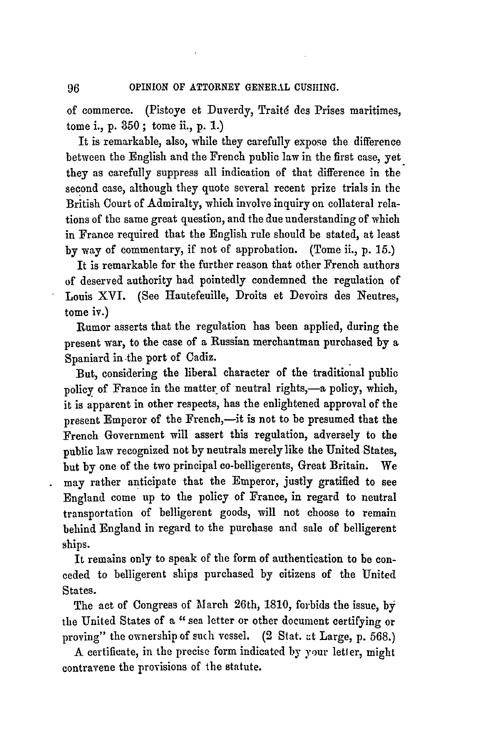of commerce. (Pistoye et Duverdy, Traité des Prises maritimes, tome i., p. 350 ; tome ii., p. 1.)

It is remarkable, also, while they carefully expose the difference between the English and the French public law in the first case, yet they as carefully suppress all indication of that difference in the second case, although they quote several recent prize trials in the British Court of Admiralty, which involve inquiry on collateral relations of the same great question, and the due understanding of which in France required that the English rule should be stated, at least by way of commentary, if not of approbation. (Tome ii., p. 15.)

It is remarkable for the further reason that other French authors of deserved authority had pointedly condemned the regulation of Louis XVI. (See Hautefeuille, Droits et Devoirs des Neutres, tome iv.)

Rumor asserts that the regulation has been applied, during the present war, to the case of a Russian merchantman purchased by a Spaniard in the port of Cadiz.

But, considering the liberal character of the traditional public policy of France in the matter of neutral rights,—a policy, which, it is apparent in other respects, has the enlightened approval of the present Emperor of the French,—it is not to be presumed that the French Government will assert this regulation, adversely to the public law recognized not by neutrals merely like the United States, but by one of the two principal co-belligerents, Great Britain. We may rather anticipate that the Emperor, justly gratified to see England come up to the policy of France, in regard to neutral transportation of belligerent goods, will not choose to remain behind England in regard to the purchase and sale of belligerent ships.

It remains only to speak of the form of authentication to be conceded to belligerent ships purchased by citizens of the United States.

The act of Congress of March 26th, 1810, forbids the issue, by the United States of a "sea letter or other document certifying or proving" the ownership of such vessel. (2 Stat. at Large, p. 568.)

A certificate, in the precise form indicated by your letter, might contravene the provisions of the statute.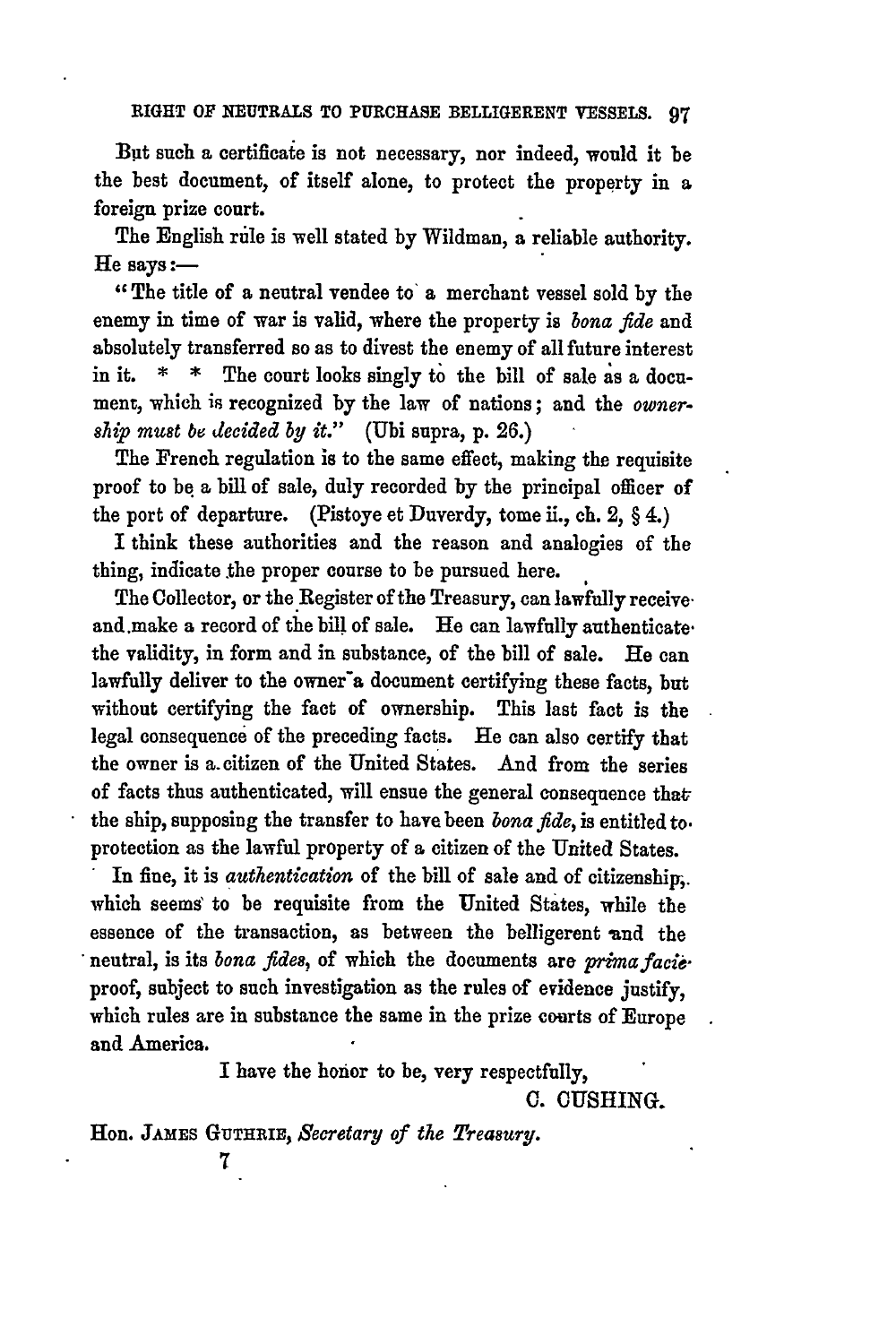But such a certificate is not necessary, nor indeed, would it be the best document, of itself alone, to protect the property in a foreign prize court.

The English rule is well stated by Wildman, a reliable authority. He says:—

"The title of a neutral vendee to a merchant vessel sold by the enemy in time of war is valid, where the property is *bona fide* and absolutely transferred so as to divest the enemy of all future interest in it. * * The court looks singly to the bill of sale as a document, which is recognized by the law of nations; and the *ownership must be decided by it.*" (Ubi supra, p. 26.)

The French regulation is to the same effect, making the requisite proof to be a bill of sale, duly recorded by the principal officer of the port of departure. (Pistoye et Duverdy, tome ii., ch. 2, § 4.)

I think these authorities and the reason and analogies of the thing, indicate the proper course to be pursued here.

The Collector, or the Register of the Treasury, can lawfully receive and make a record of the bill of sale. He can lawfully authenticate the validity, in form and in substance, of the bill of sale. He can lawfully deliver to the owner a document certifying these facts, but without certifying the fact of ownership. This last fact is the legal consequence of the preceding facts. He can also certify that the owner is a citizen of the United States. And from the series of facts thus authenticated, will ensue the general consequence that the ship, supposing the transfer to have been *bona fide*, is entitled to protection as the lawful property of a citizen of the United States.

In fine, it is *authentication* of the bill of sale and of citizenship, which seems to be requisite from the United States, while the essence of the transaction, as between the belligerent and the neutral, is its *bona fides*, of which the documents are *prima facie* proof, subject to such investigation as the rules of evidence justify, which rules are in substance the same in the prize courts of Europe and America.

I have the honor to be, very respectfully,

C. CUSHING.

Hon. JAMES GUTHRIE, *Secretary of the Treasury.*